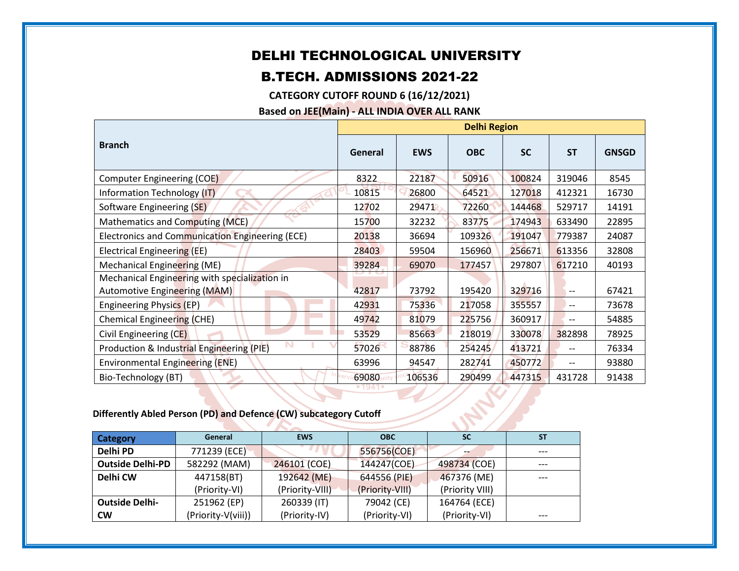# DELHI TECHNOLOGICAL UNIVERSITY

## B.TECH. ADMISSIONS 2021-22

**CATEGORY CUTOFF ROUND 6 (16/12/2021)**

**Based on JEE(Main) - ALL INDIA OVER ALL RANK**

| Branch | Delhi Region | | | | | |
|---|---|---|---|---|---|---|
| | General | EWS | OBC | SC | ST | GNSGD |
| Computer Engineering (COE) | 8322 | 22187 | 50916 | 100824 | 319046 | 8545 |
| Information Technology (IT) | 10815 | 26800 | 64521 | 127018 | 412321 | 16730 |
| Software Engineering (SE) | 12702 | 29471 | 72260 | 144468 | 529717 | 14191 |
| Mathematics and Computing (MCE) | 15700 | 32232 | 83775 | 174943 | 633490 | 22895 |
| Electronics and Communication Engineering (ECE) | 20138 | 36694 | 109326 | 191047 | 779387 | 24087 |
| Electrical Engineering (EE) | 28403 | 59504 | 156960 | 256671 | 613356 | 32808 |
| Mechanical Engineering (ME) | 39284 | 69070 | 177457 | 297807 | 617210 | 40193 |
| Mechanical Engineering with specialization in Automotive Engineering (MAM) | 42817 | 73792 | 195420 | 329716 | -- | 67421 |
| Engineering Physics (EP) | 42931 | 75336 | 217058 | 355557 | -- | 73678 |
| Chemical Engineering (CHE) | 49742 | 81079 | 225756 | 360917 | -- | 54885 |
| Civil Engineering (CE) | 53529 | 85663 | 218019 | 330078 | 382898 | 78925 |
| Production & Industrial Engineering (PIE) | 57026 | 88786 | 254245 | 413721 | -- | 76334 |
| Environmental Engineering (ENE) | 63996 | 94547 | 282741 | 450772 | -- | 93880 |
| Bio-Technology (BT) | 69080 | 106536 | 290499 | 447315 | 431728 | 91438 |

**Differently Abled Person (PD) and Defence (CW) subcategory Cutoff**

| Category | General | EWS | OBC | SC | ST |
|---|---|---|---|---|---|
| **Delhi PD** | 771239 (ECE) | | 556756(COE) | -- | --- |
| **Outside Delhi-PD** | 582292 (MAM) | 246101 (COE) | 144247(COE) | 498734 (COE) | --- |
| **Delhi CW** | 447158(BT) (Priority-VI) | 192642 (ME) (Priority-VIII) | 644556 (PIE) (Priority-VIII) | 467376 (ME) (Priority VIII) | --- |
| **Outside Delhi-CW** | 251962 (EP) (Priority-V(viii)) | 260339 (IT) (Priority-IV) | 79042 (CE) (Priority-VI) | 164764 (ECE) (Priority-VI) | --- |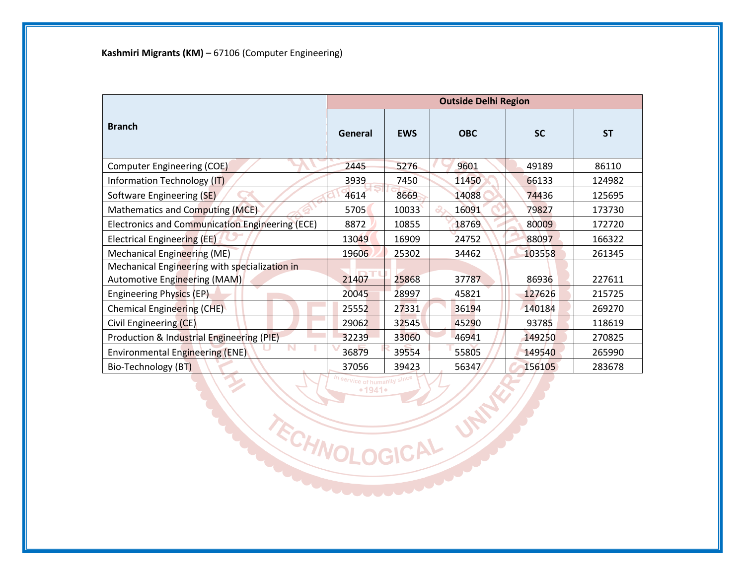**Kashmiri Migrants (KM)** – 67106 (Computer Engineering)

| Branch | Outside Delhi Region | | | | |
|---|---|---|---|---|---|
| | General | EWS | OBC | SC | ST |
| Computer Engineering (COE) | 2445 | 5276 | 9601 | 49189 | 86110 |
| Information Technology (IT) | 3939 | 7450 | 11450 | 66133 | 124982 |
| Software Engineering (SE) | 4614 | 8669 | 14088 | 74436 | 125695 |
| Mathematics and Computing (MCE) | 5705 | 10033 | 16091 | 79827 | 173730 |
| Electronics and Communication Engineering (ECE) | 8872 | 10855 | 18769 | 80009 | 172720 |
| Electrical Engineering (EE) | 13049 | 16909 | 24752 | 88097 | 166322 |
| Mechanical Engineering (ME) | 19606 | 25302 | 34462 | 103558 | 261345 |
| Mechanical Engineering with specialization in Automotive Engineering (MAM) | 21407 | 25868 | 37787 | 86936 | 227611 |
| Engineering Physics (EP) | 20045 | 28997 | 45821 | 127626 | 215725 |
| Chemical Engineering (CHE) | 25552 | 27331 | 36194 | 140184 | 269270 |
| Civil Engineering (CE) | 29062 | 32545 | 45290 | 93785 | 118619 |
| Production & Industrial Engineering (PIE) | 32239 | 33060 | 46941 | 149250 | 270825 |
| Environmental Engineering (ENE) | 36879 | 39554 | 55805 | 149540 | 265990 |
| Bio-Technology (BT) | 37056 | 39423 | 56347 | 156105 | 283678 |